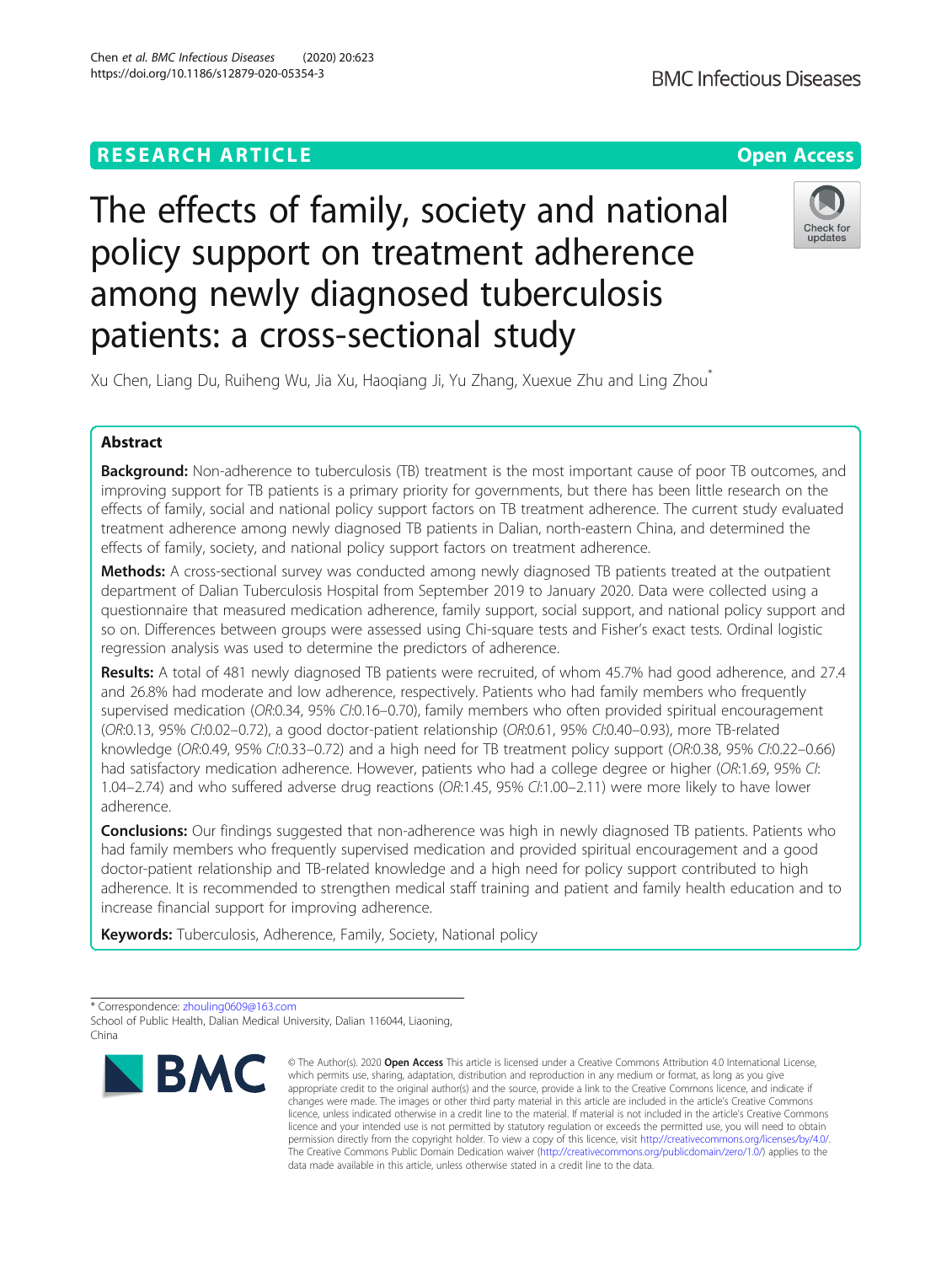RESEARCH ARTICLE

Open Access

# The effects of family, society and national policy support on treatment adherence among newly diagnosed tuberculosis patients: a cross-sectional study

Xu Chen, Liang Du, Ruiheng Wu, Jia Xu, Haoqiang Ji, Yu Zhang, Xuexue Zhu and Ling Zhou*

## Abstract

**Background:** Non-adherence to tuberculosis (TB) treatment is the most important cause of poor TB outcomes, and improving support for TB patients is a primary priority for governments, but there has been little research on the effects of family, social and national policy support factors on TB treatment adherence. The current study evaluated treatment adherence among newly diagnosed TB patients in Dalian, north-eastern China, and determined the effects of family, society, and national policy support factors on treatment adherence.

**Methods:** A cross-sectional survey was conducted among newly diagnosed TB patients treated at the outpatient department of Dalian Tuberculosis Hospital from September 2019 to January 2020. Data were collected using a questionnaire that measured medication adherence, family support, social support, and national policy support and so on. Differences between groups were assessed using Chi-square tests and Fisher's exact tests. Ordinal logistic regression analysis was used to determine the predictors of adherence.

**Results:** A total of 481 newly diagnosed TB patients were recruited, of whom 45.7% had good adherence, and 27.4 and 26.8% had moderate and low adherence, respectively. Patients who had family members who frequently supervised medication (*OR*:0.34, 95% *CI*:0.16–0.70), family members who often provided spiritual encouragement (*OR*:0.13, 95% *CI*:0.02–0.72), a good doctor-patient relationship (*OR*:0.61, 95% *CI*:0.40–0.93), more TB-related knowledge (*OR*:0.49, 95% *CI*:0.33–0.72) and a high need for TB treatment policy support (*OR*:0.38, 95% *CI*:0.22–0.66) had satisfactory medication adherence. However, patients who had a college degree or higher (*OR*:1.69, 95% *CI*: 1.04–2.74) and who suffered adverse drug reactions (*OR*:1.45, 95% *CI*:1.00–2.11) were more likely to have lower adherence.

**Conclusions:** Our findings suggested that non-adherence was high in newly diagnosed TB patients. Patients who had family members who frequently supervised medication and provided spiritual encouragement and a good doctor-patient relationship and TB-related knowledge and a high need for policy support contributed to high adherence. It is recommended to strengthen medical staff training and patient and family health education and to increase financial support for improving adherence.

**Keywords:** Tuberculosis, Adherence, Family, Society, National policy

* Correspondence: zhouling0609@163.com
School of Public Health, Dalian Medical University, Dalian 116044, Liaoning, China

© The Author(s). 2020 **Open Access** This article is licensed under a Creative Commons Attribution 4.0 International License, which permits use, sharing, adaptation, distribution and reproduction in any medium or format, as long as you give appropriate credit to the original author(s) and the source, provide a link to the Creative Commons licence, and indicate if changes were made. The images or other third party material in this article are included in the article's Creative Commons licence, unless indicated otherwise in a credit line to the material. If material is not included in the article's Creative Commons licence and your intended use is not permitted by statutory regulation or exceeds the permitted use, you will need to obtain permission directly from the copyright holder. To view a copy of this licence, visit http://creativecommons.org/licenses/by/4.0/. The Creative Commons Public Domain Dedication waiver (http://creativecommons.org/publicdomain/zero/1.0/) applies to the data made available in this article, unless otherwise stated in a credit line to the data.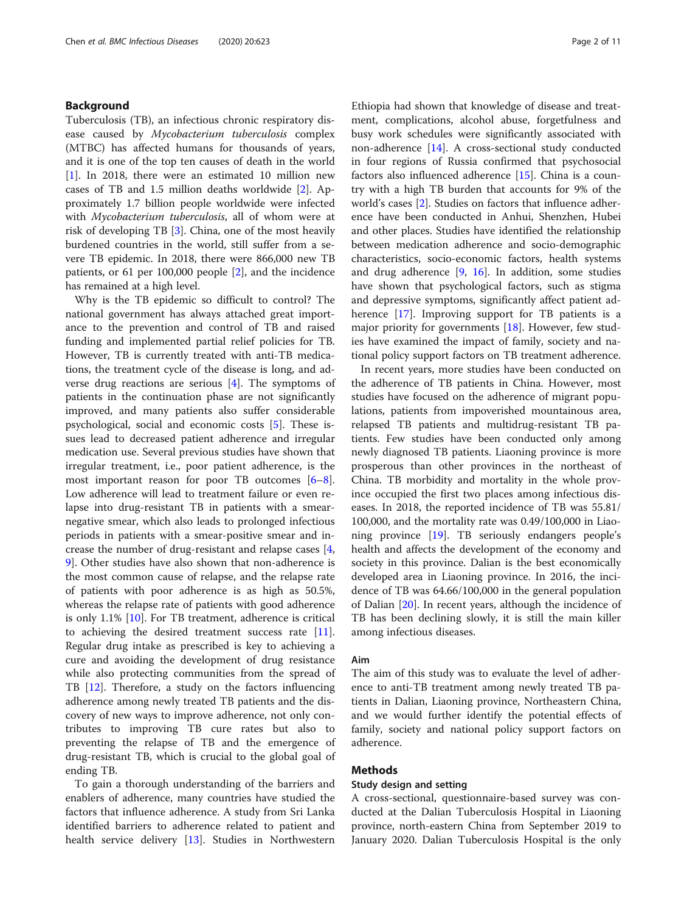## Background

Tuberculosis (TB), an infectious chronic respiratory disease caused by *Mycobacterium tuberculosis* complex (MTBC) has affected humans for thousands of years, and it is one of the top ten causes of death in the world [1]. In 2018, there were an estimated 10 million new cases of TB and 1.5 million deaths worldwide [2]. Approximately 1.7 billion people worldwide were infected with *Mycobacterium tuberculosis*, all of whom were at risk of developing TB [3]. China, one of the most heavily burdened countries in the world, still suffer from a severe TB epidemic. In 2018, there were 866,000 new TB patients, or 61 per 100,000 people [2], and the incidence has remained at a high level.

Why is the TB epidemic so difficult to control? The national government has always attached great importance to the prevention and control of TB and raised funding and implemented partial relief policies for TB. However, TB is currently treated with anti-TB medications, the treatment cycle of the disease is long, and adverse drug reactions are serious [4]. The symptoms of patients in the continuation phase are not significantly improved, and many patients also suffer considerable psychological, social and economic costs [5]. These issues lead to decreased patient adherence and irregular medication use. Several previous studies have shown that irregular treatment, i.e., poor patient adherence, is the most important reason for poor TB outcomes [6–8]. Low adherence will lead to treatment failure or even relapse into drug-resistant TB in patients with a smear-negative smear, which also leads to prolonged infectious periods in patients with a smear-positive smear and increase the number of drug-resistant and relapse cases [4, 9]. Other studies have also shown that non-adherence is the most common cause of relapse, and the relapse rate of patients with poor adherence is as high as 50.5%, whereas the relapse rate of patients with good adherence is only 1.1% [10]. For TB treatment, adherence is critical to achieving the desired treatment success rate [11]. Regular drug intake as prescribed is key to achieving a cure and avoiding the development of drug resistance while also protecting communities from the spread of TB [12]. Therefore, a study on the factors influencing adherence among newly treated TB patients and the discovery of new ways to improve adherence, not only contributes to improving TB cure rates but also to preventing the relapse of TB and the emergence of drug-resistant TB, which is crucial to the global goal of ending TB.

To gain a thorough understanding of the barriers and enablers of adherence, many countries have studied the factors that influence adherence. A study from Sri Lanka identified barriers to adherence related to patient and health service delivery [13]. Studies in Northwestern Ethiopia had shown that knowledge of disease and treatment, complications, alcohol abuse, forgetfulness and busy work schedules were significantly associated with non-adherence [14]. A cross-sectional study conducted in four regions of Russia confirmed that psychosocial factors also influenced adherence [15]. China is a country with a high TB burden that accounts for 9% of the world's cases [2]. Studies on factors that influence adherence have been conducted in Anhui, Shenzhen, Hubei and other places. Studies have identified the relationship between medication adherence and socio-demographic characteristics, socio-economic factors, health systems and drug adherence [9, 16]. In addition, some studies have shown that psychological factors, such as stigma and depressive symptoms, significantly affect patient adherence [17]. Improving support for TB patients is a major priority for governments [18]. However, few studies have examined the impact of family, society and national policy support factors on TB treatment adherence.

In recent years, more studies have been conducted on the adherence of TB patients in China. However, most studies have focused on the adherence of migrant populations, patients from impoverished mountainous area, relapsed TB patients and multidrug-resistant TB patients. Few studies have been conducted only among newly diagnosed TB patients. Liaoning province is more prosperous than other provinces in the northeast of China. TB morbidity and mortality in the whole province occupied the first two places among infectious diseases. In 2018, the reported incidence of TB was 55.81/100,000, and the mortality rate was 0.49/100,000 in Liaoning province [19]. TB seriously endangers people's health and affects the development of the economy and society in this province. Dalian is the best economically developed area in Liaoning province. In 2016, the incidence of TB was 64.66/100,000 in the general population of Dalian [20]. In recent years, although the incidence of TB has been declining slowly, it is still the main killer among infectious diseases.

### Aim

The aim of this study was to evaluate the level of adherence to anti-TB treatment among newly treated TB patients in Dalian, Liaoning province, Northeastern China, and we would further identify the potential effects of family, society and national policy support factors on adherence.

## Methods

### Study design and setting

A cross-sectional, questionnaire-based survey was conducted at the Dalian Tuberculosis Hospital in Liaoning province, north-eastern China from September 2019 to January 2020. Dalian Tuberculosis Hospital is the only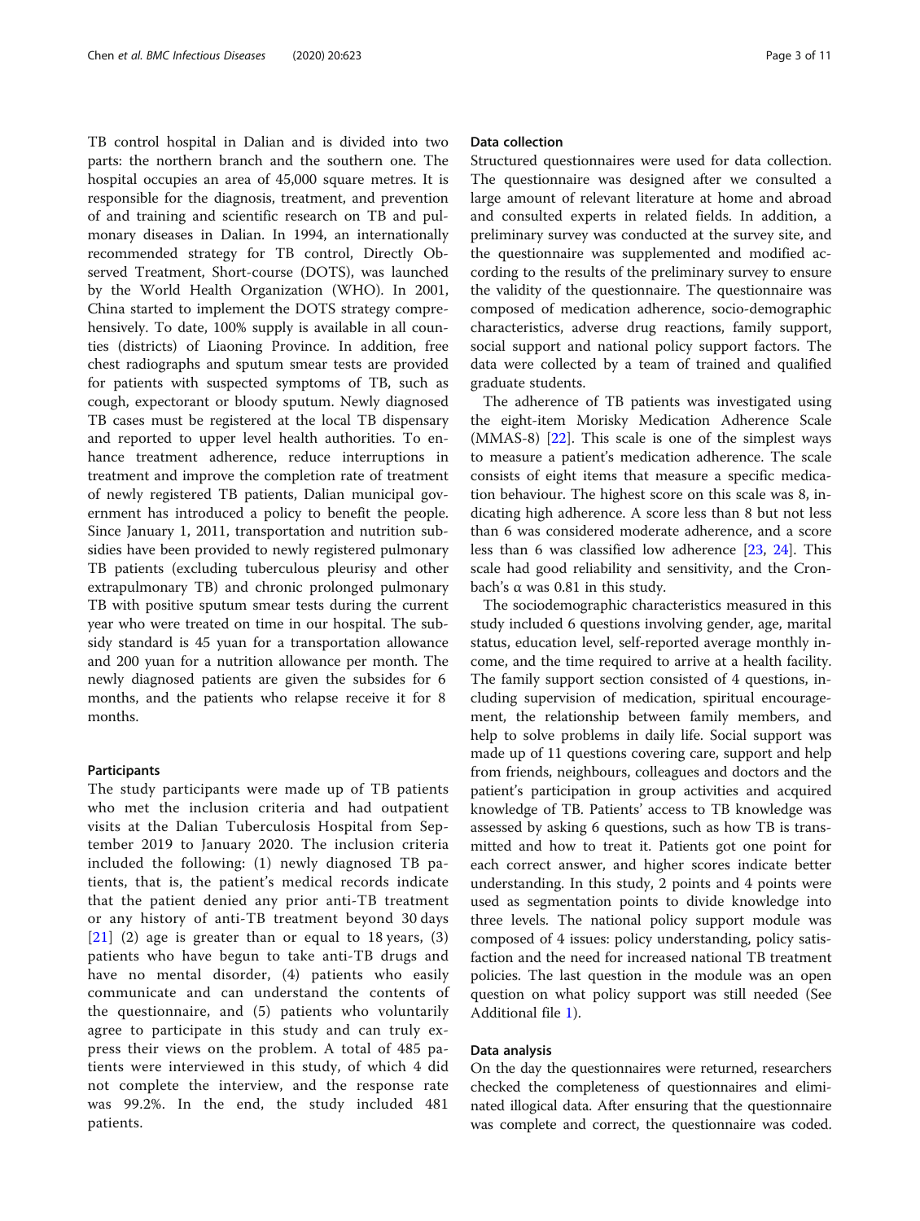TB control hospital in Dalian and is divided into two parts: the northern branch and the southern one. The hospital occupies an area of 45,000 square metres. It is responsible for the diagnosis, treatment, and prevention of and training and scientific research on TB and pulmonary diseases in Dalian. In 1994, an internationally recommended strategy for TB control, Directly Observed Treatment, Short-course (DOTS), was launched by the World Health Organization (WHO). In 2001, China started to implement the DOTS strategy comprehensively. To date, 100% supply is available in all counties (districts) of Liaoning Province. In addition, free chest radiographs and sputum smear tests are provided for patients with suspected symptoms of TB, such as cough, expectorant or bloody sputum. Newly diagnosed TB cases must be registered at the local TB dispensary and reported to upper level health authorities. To enhance treatment adherence, reduce interruptions in treatment and improve the completion rate of treatment of newly registered TB patients, Dalian municipal government has introduced a policy to benefit the people. Since January 1, 2011, transportation and nutrition subsidies have been provided to newly registered pulmonary TB patients (excluding tuberculous pleurisy and other extrapulmonary TB) and chronic prolonged pulmonary TB with positive sputum smear tests during the current year who were treated on time in our hospital. The subsidy standard is 45 yuan for a transportation allowance and 200 yuan for a nutrition allowance per month. The newly diagnosed patients are given the subsides for 6 months, and the patients who relapse receive it for 8 months.

### Participants

The study participants were made up of TB patients who met the inclusion criteria and had outpatient visits at the Dalian Tuberculosis Hospital from September 2019 to January 2020. The inclusion criteria included the following: (1) newly diagnosed TB patients, that is, the patient's medical records indicate that the patient denied any prior anti-TB treatment or any history of anti-TB treatment beyond 30 days [21] (2) age is greater than or equal to 18 years, (3) patients who have begun to take anti-TB drugs and have no mental disorder, (4) patients who easily communicate and can understand the contents of the questionnaire, and (5) patients who voluntarily agree to participate in this study and can truly express their views on the problem. A total of 485 patients were interviewed in this study, of which 4 did not complete the interview, and the response rate was 99.2%. In the end, the study included 481 patients.

### Data collection

Structured questionnaires were used for data collection. The questionnaire was designed after we consulted a large amount of relevant literature at home and abroad and consulted experts in related fields. In addition, a preliminary survey was conducted at the survey site, and the questionnaire was supplemented and modified according to the results of the preliminary survey to ensure the validity of the questionnaire. The questionnaire was composed of medication adherence, socio-demographic characteristics, adverse drug reactions, family support, social support and national policy support factors. The data were collected by a team of trained and qualified graduate students.

The adherence of TB patients was investigated using the eight-item Morisky Medication Adherence Scale (MMAS-8) [22]. This scale is one of the simplest ways to measure a patient's medication adherence. The scale consists of eight items that measure a specific medication behaviour. The highest score on this scale was 8, indicating high adherence. A score less than 8 but not less than 6 was considered moderate adherence, and a score less than 6 was classified low adherence [23, 24]. This scale had good reliability and sensitivity, and the Cronbach's α was 0.81 in this study.

The sociodemographic characteristics measured in this study included 6 questions involving gender, age, marital status, education level, self-reported average monthly income, and the time required to arrive at a health facility. The family support section consisted of 4 questions, including supervision of medication, spiritual encouragement, the relationship between family members, and help to solve problems in daily life. Social support was made up of 11 questions covering care, support and help from friends, neighbours, colleagues and doctors and the patient's participation in group activities and acquired knowledge of TB. Patients' access to TB knowledge was assessed by asking 6 questions, such as how TB is transmitted and how to treat it. Patients got one point for each correct answer, and higher scores indicate better understanding. In this study, 2 points and 4 points were used as segmentation points to divide knowledge into three levels. The national policy support module was composed of 4 issues: policy understanding, policy satisfaction and the need for increased national TB treatment policies. The last question in the module was an open question on what policy support was still needed (See Additional file 1).

### Data analysis

On the day the questionnaires were returned, researchers checked the completeness of questionnaires and eliminated illogical data. After ensuring that the questionnaire was complete and correct, the questionnaire was coded.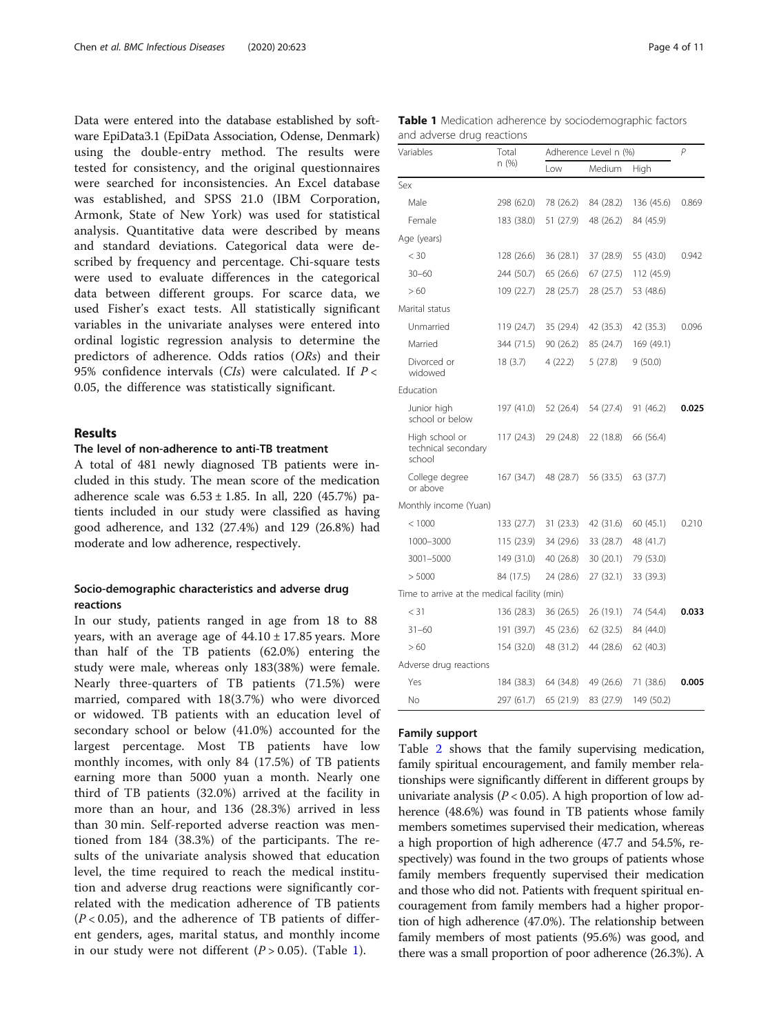Data were entered into the database established by software EpiData3.1 (EpiData Association, Odense, Denmark) using the double-entry method. The results were tested for consistency, and the original questionnaires were searched for inconsistencies. An Excel database was established, and SPSS 21.0 (IBM Corporation, Armonk, State of New York) was used for statistical analysis. Quantitative data were described by means and standard deviations. Categorical data were described by frequency and percentage. Chi-square tests were used to evaluate differences in the categorical data between different groups. For scarce data, we used Fisher's exact tests. All statistically significant variables in the univariate analyses were entered into ordinal logistic regression analysis to determine the predictors of adherence. Odds ratios (*ORs*) and their 95% confidence intervals (*CIs*) were calculated. If $P < 0.05$, the difference was statistically significant.

## Results

### The level of non-adherence to anti-TB treatment

A total of 481 newly diagnosed TB patients were included in this study. The mean score of the medication adherence scale was 6.53 ± 1.85. In all, 220 (45.7%) patients included in our study were classified as having good adherence, and 132 (27.4%) and 129 (26.8%) had moderate and low adherence, respectively.

### Socio-demographic characteristics and adverse drug reactions

In our study, patients ranged in age from 18 to 88 years, with an average age of 44.10 ± 17.85 years. More than half of the TB patients (62.0%) entering the study were male, whereas only 183(38%) were female. Nearly three-quarters of TB patients (71.5%) were married, compared with 18(3.7%) who were divorced or widowed. TB patients with an education level of secondary school or below (41.0%) accounted for the largest percentage. Most TB patients have low monthly incomes, with only 84 (17.5%) of TB patients earning more than 5000 yuan a month. Nearly one third of TB patients (32.0%) arrived at the facility in more than an hour, and 136 (28.3%) arrived in less than 30 min. Self-reported adverse reaction was mentioned from 184 (38.3%) of the participants. The results of the univariate analysis showed that education level, the time required to reach the medical institution and adverse drug reactions were significantly correlated with the medication adherence of TB patients ($P < 0.05$), and the adherence of TB patients of different genders, ages, marital status, and monthly income in our study were not different ($P > 0.05$). (Table 1).

**Table 1** Medication adherence by sociodemographic factors and adverse drug reactions

| Variables | Total n (%) | Adherence Level n (%) | | | P |
|---|---|---|---|---|---|
| | | Low | Medium | High | |
| Sex | | | | | |
| Male | 298 (62.0) | 78 (26.2) | 84 (28.2) | 136 (45.6) | 0.869 |
| Female | 183 (38.0) | 51 (27.9) | 48 (26.2) | 84 (45.9) | |
| Age (years) | | | | | |
| < 30 | 128 (26.6) | 36 (28.1) | 37 (28.9) | 55 (43.0) | 0.942 |
| 30–60 | 244 (50.7) | 65 (26.6) | 67 (27.5) | 112 (45.9) | |
| > 60 | 109 (22.7) | 28 (25.7) | 28 (25.7) | 53 (48.6) | |
| Marital status | | | | | |
| Unmarried | 119 (24.7) | 35 (29.4) | 42 (35.3) | 42 (35.3) | 0.096 |
| Married | 344 (71.5) | 90 (26.2) | 85 (24.7) | 169 (49.1) | |
| Divorced or widowed | 18 (3.7) | 4 (22.2) | 5 (27.8) | 9 (50.0) | |
| Education | | | | | |
| Junior high school or below | 197 (41.0) | 52 (26.4) | 54 (27.4) | 91 (46.2) | **0.025** |
| High school or technical secondary school | 117 (24.3) | 29 (24.8) | 22 (18.8) | 66 (56.4) | |
| College degree or above | 167 (34.7) | 48 (28.7) | 56 (33.5) | 63 (37.7) | |
| Monthly income (Yuan) | | | | | |
| < 1000 | 133 (27.7) | 31 (23.3) | 42 (31.6) | 60 (45.1) | 0.210 |
| 1000–3000 | 115 (23.9) | 34 (29.6) | 33 (28.7) | 48 (41.7) | |
| 3001–5000 | 149 (31.0) | 40 (26.8) | 30 (20.1) | 79 (53.0) | |
| > 5000 | 84 (17.5) | 24 (28.6) | 27 (32.1) | 33 (39.3) | |
| Time to arrive at the medical facility (min) | | | | | |
| < 31 | 136 (28.3) | 36 (26.5) | 26 (19.1) | 74 (54.4) | **0.033** |
| 31–60 | 191 (39.7) | 45 (23.6) | 62 (32.5) | 84 (44.0) | |
| > 60 | 154 (32.0) | 48 (31.2) | 44 (28.6) | 62 (40.3) | |
| Adverse drug reactions | | | | | |
| Yes | 184 (38.3) | 64 (34.8) | 49 (26.6) | 71 (38.6) | **0.005** |
| No | 297 (61.7) | 65 (21.9) | 83 (27.9) | 149 (50.2) | |

### Family support

Table 2 shows that the family supervising medication, family spiritual encouragement, and family member relationships were significantly different in different groups by univariate analysis ($P < 0.05$). A high proportion of low adherence (48.6%) was found in TB patients whose family members sometimes supervised their medication, whereas a high proportion of high adherence (47.7 and 54.5%, respectively) was found in the two groups of patients whose family members frequently supervised their medication and those who did not. Patients with frequent spiritual encouragement from family members had a higher proportion of high adherence (47.0%). The relationship between family members of most patients (95.6%) was good, and there was a small proportion of poor adherence (26.3%). A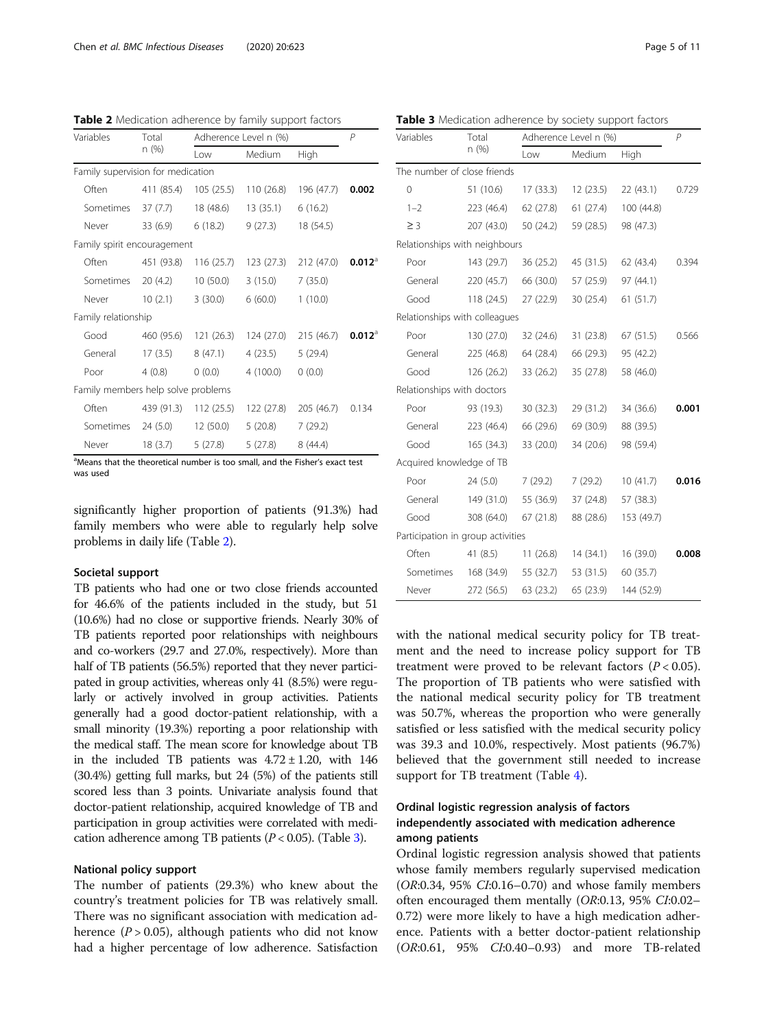**Table 2** Medication adherence by family support factors

| Variables | Total n (%) | Adherence Level n (%) | | | P |
|---|---|---|---|---|---|
| | | Low | Medium | High | |
| Family supervision for medication | | | | | |
| Often | 411 (85.4) | 105 (25.5) | 110 (26.8) | 196 (47.7) | **0.002** |
| Sometimes | 37 (7.7) | 18 (48.6) | 13 (35.1) | 6 (16.2) | |
| Never | 33 (6.9) | 6 (18.2) | 9 (27.3) | 18 (54.5) | |
| Family spirit encouragement | | | | | |
| Often | 451 (93.8) | 116 (25.7) | 123 (27.3) | 212 (47.0) | **0.012**[a] |
| Sometimes | 20 (4.2) | 10 (50.0) | 3 (15.0) | 7 (35.0) | |
| Never | 10 (2.1) | 3 (30.0) | 6 (60.0) | 1 (10.0) | |
| Family relationship | | | | | |
| Good | 460 (95.6) | 121 (26.3) | 124 (27.0) | 215 (46.7) | **0.012**[a] |
| General | 17 (3.5) | 8 (47.1) | 4 (23.5) | 5 (29.4) | |
| Poor | 4 (0.8) | 0 (0.0) | 4 (100.0) | 0 (0.0) | |
| Family members help solve problems | | | | | |
| Often | 439 (91.3) | 112 (25.5) | 122 (27.8) | 205 (46.7) | 0.134 |
| Sometimes | 24 (5.0) | 12 (50.0) | 5 (20.8) | 7 (29.2) | |
| Never | 18 (3.7) | 5 (27.8) | 5 (27.8) | 8 (44.4) | |

[a]Means that the theoretical number is too small, and the Fisher's exact test was used

significantly higher proportion of patients (91.3%) had family members who were able to regularly help solve problems in daily life (Table 2).

### Societal support

TB patients who had one or two close friends accounted for 46.6% of the patients included in the study, but 51 (10.6%) had no close or supportive friends. Nearly 30% of TB patients reported poor relationships with neighbours and co-workers (29.7 and 27.0%, respectively). More than half of TB patients (56.5%) reported that they never participated in group activities, whereas only 41 (8.5%) were regularly or actively involved in group activities. Patients generally had a good doctor-patient relationship, with a small minority (19.3%) reporting a poor relationship with the medical staff. The mean score for knowledge about TB in the included TB patients was $4.72 \pm 1.20$, with 146 (30.4%) getting full marks, but 24 (5%) of the patients still scored less than 3 points. Univariate analysis found that doctor-patient relationship, acquired knowledge of TB and participation in group activities were correlated with medication adherence among TB patients ($P < 0.05$). (Table 3).

### National policy support

The number of patients (29.3%) who knew about the country's treatment policies for TB was relatively small. There was no significant association with medication adherence ($P > 0.05$), although patients who did not know had a higher percentage of low adherence. Satisfaction

**Table 3** Medication adherence by society support factors

| Variables | Total n (%) | Adherence Level n (%) | | | P |
|---|---|---|---|---|---|
| | | Low | Medium | High | |
| The number of close friends | | | | | |
| 0 | 51 (10.6) | 17 (33.3) | 12 (23.5) | 22 (43.1) | 0.729 |
| 1–2 | 223 (46.4) | 62 (27.8) | 61 (27.4) | 100 (44.8) | |
| ≥ 3 | 207 (43.0) | 50 (24.2) | 59 (28.5) | 98 (47.3) | |
| Relationships with neighbours | | | | | |
| Poor | 143 (29.7) | 36 (25.2) | 45 (31.5) | 62 (43.4) | 0.394 |
| General | 220 (45.7) | 66 (30.0) | 57 (25.9) | 97 (44.1) | |
| Good | 118 (24.5) | 27 (22.9) | 30 (25.4) | 61 (51.7) | |
| Relationships with colleagues | | | | | |
| Poor | 130 (27.0) | 32 (24.6) | 31 (23.8) | 67 (51.5) | 0.566 |
| General | 225 (46.8) | 64 (28.4) | 66 (29.3) | 95 (42.2) | |
| Good | 126 (26.2) | 33 (26.2) | 35 (27.8) | 58 (46.0) | |
| Relationships with doctors | | | | | |
| Poor | 93 (19.3) | 30 (32.3) | 29 (31.2) | 34 (36.6) | **0.001** |
| General | 223 (46.4) | 66 (29.6) | 69 (30.9) | 88 (39.5) | |
| Good | 165 (34.3) | 33 (20.0) | 34 (20.6) | 98 (59.4) | |
| Acquired knowledge of TB | | | | | |
| Poor | 24 (5.0) | 7 (29.2) | 7 (29.2) | 10 (41.7) | **0.016** |
| General | 149 (31.0) | 55 (36.9) | 37 (24.8) | 57 (38.3) | |
| Good | 308 (64.0) | 67 (21.8) | 88 (28.6) | 153 (49.7) | |
| Participation in group activities | | | | | |
| Often | 41 (8.5) | 11 (26.8) | 14 (34.1) | 16 (39.0) | **0.008** |
| Sometimes | 168 (34.9) | 55 (32.7) | 53 (31.5) | 60 (35.7) | |
| Never | 272 (56.5) | 63 (23.2) | 65 (23.9) | 144 (52.9) | |

with the national medical security policy for TB treatment and the need to increase policy support for TB treatment were proved to be relevant factors ($P < 0.05$). The proportion of TB patients who were satisfied with the national medical security policy for TB treatment was 50.7%, whereas the proportion who were generally satisfied or less satisfied with the medical security policy was 39.3 and 10.0%, respectively. Most patients (96.7%) believed that the government still needed to increase support for TB treatment (Table 4).

### Ordinal logistic regression analysis of factors independently associated with medication adherence among patients

Ordinal logistic regression analysis showed that patients whose family members regularly supervised medication (*OR*:0.34, 95% *CI*:0.16–0.70) and whose family members often encouraged them mentally (*OR*:0.13, 95% *CI*:0.02–0.72) were more likely to have a high medication adherence. Patients with a better doctor-patient relationship (*OR*:0.61, 95% *CI*:0.40–0.93) and more TB-related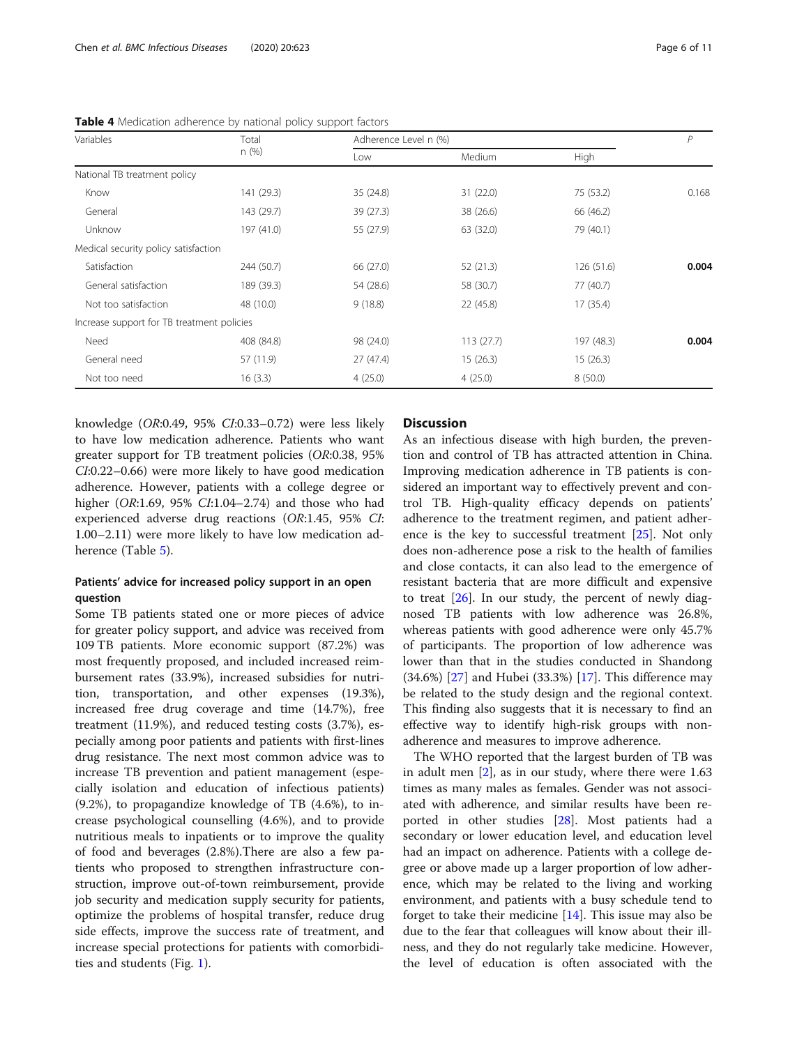**Table 4** Medication adherence by national policy support factors

| Variables | Total n (%) | Adherence Level n (%) | | | P |
|---|---|---|---|---|---|
| | | Low | Medium | High | |
| National TB treatment policy | | | | | |
| Know | 141 (29.3) | 35 (24.8) | 31 (22.0) | 75 (53.2) | 0.168 |
| General | 143 (29.7) | 39 (27.3) | 38 (26.6) | 66 (46.2) | |
| Unknow | 197 (41.0) | 55 (27.9) | 63 (32.0) | 79 (40.1) | |
| Medical security policy satisfaction | | | | | |
| Satisfaction | 244 (50.7) | 66 (27.0) | 52 (21.3) | 126 (51.6) | **0.004** |
| General satisfaction | 189 (39.3) | 54 (28.6) | 58 (30.7) | 77 (40.7) | |
| Not too satisfaction | 48 (10.0) | 9 (18.8) | 22 (45.8) | 17 (35.4) | |
| Increase support for TB treatment policies | | | | | |
| Need | 408 (84.8) | 98 (24.0) | 113 (27.7) | 197 (48.3) | **0.004** |
| General need | 57 (11.9) | 27 (47.4) | 15 (26.3) | 15 (26.3) | |
| Not too need | 16 (3.3) | 4 (25.0) | 4 (25.0) | 8 (50.0) | |

knowledge (*OR*:0.49, 95% *CI*:0.33–0.72) were less likely to have low medication adherence. Patients who want greater support for TB treatment policies (*OR*:0.38, 95% *CI*:0.22–0.66) were more likely to have good medication adherence. However, patients with a college degree or higher (*OR*:1.69, 95% *CI*:1.04–2.74) and those who had experienced adverse drug reactions (*OR*:1.45, 95% *CI*: 1.00–2.11) were more likely to have low medication adherence (Table 5).

### Patients' advice for increased policy support in an open question

Some TB patients stated one or more pieces of advice for greater policy support, and advice was received from 109 TB patients. More economic support (87.2%) was most frequently proposed, and included increased reimbursement rates (33.9%), increased subsidies for nutrition, transportation, and other expenses (19.3%), increased free drug coverage and time (14.7%), free treatment (11.9%), and reduced testing costs (3.7%), especially among poor patients and patients with first-lines drug resistance. The next most common advice was to increase TB prevention and patient management (especially isolation and education of infectious patients) (9.2%), to propagandize knowledge of TB (4.6%), to increase psychological counselling (4.6%), and to provide nutritious meals to inpatients or to improve the quality of food and beverages (2.8%).There are also a few patients who proposed to strengthen infrastructure construction, improve out-of-town reimbursement, provide job security and medication supply security for patients, optimize the problems of hospital transfer, reduce drug side effects, improve the success rate of treatment, and increase special protections for patients with comorbidities and students (Fig. 1).

## Discussion

As an infectious disease with high burden, the prevention and control of TB has attracted attention in China. Improving medication adherence in TB patients is considered an important way to effectively prevent and control TB. High-quality efficacy depends on patients' adherence to the treatment regimen, and patient adherence is the key to successful treatment [25]. Not only does non-adherence pose a risk to the health of families and close contacts, it can also lead to the emergence of resistant bacteria that are more difficult and expensive to treat [26]. In our study, the percent of newly diagnosed TB patients with low adherence was 26.8%, whereas patients with good adherence were only 45.7% of participants. The proportion of low adherence was lower than that in the studies conducted in Shandong (34.6%) [27] and Hubei (33.3%) [17]. This difference may be related to the study design and the regional context. This finding also suggests that it is necessary to find an effective way to identify high-risk groups with non-adherence and measures to improve adherence.

The WHO reported that the largest burden of TB was in adult men [2], as in our study, where there were 1.63 times as many males as females. Gender was not associated with adherence, and similar results have been reported in other studies [28]. Most patients had a secondary or lower education level, and education level had an impact on adherence. Patients with a college degree or above made up a larger proportion of low adherence, which may be related to the living and working environment, and patients with a busy schedule tend to forget to take their medicine [14]. This issue may also be due to the fear that colleagues will know about their illness, and they do not regularly take medicine. However, the level of education is often associated with the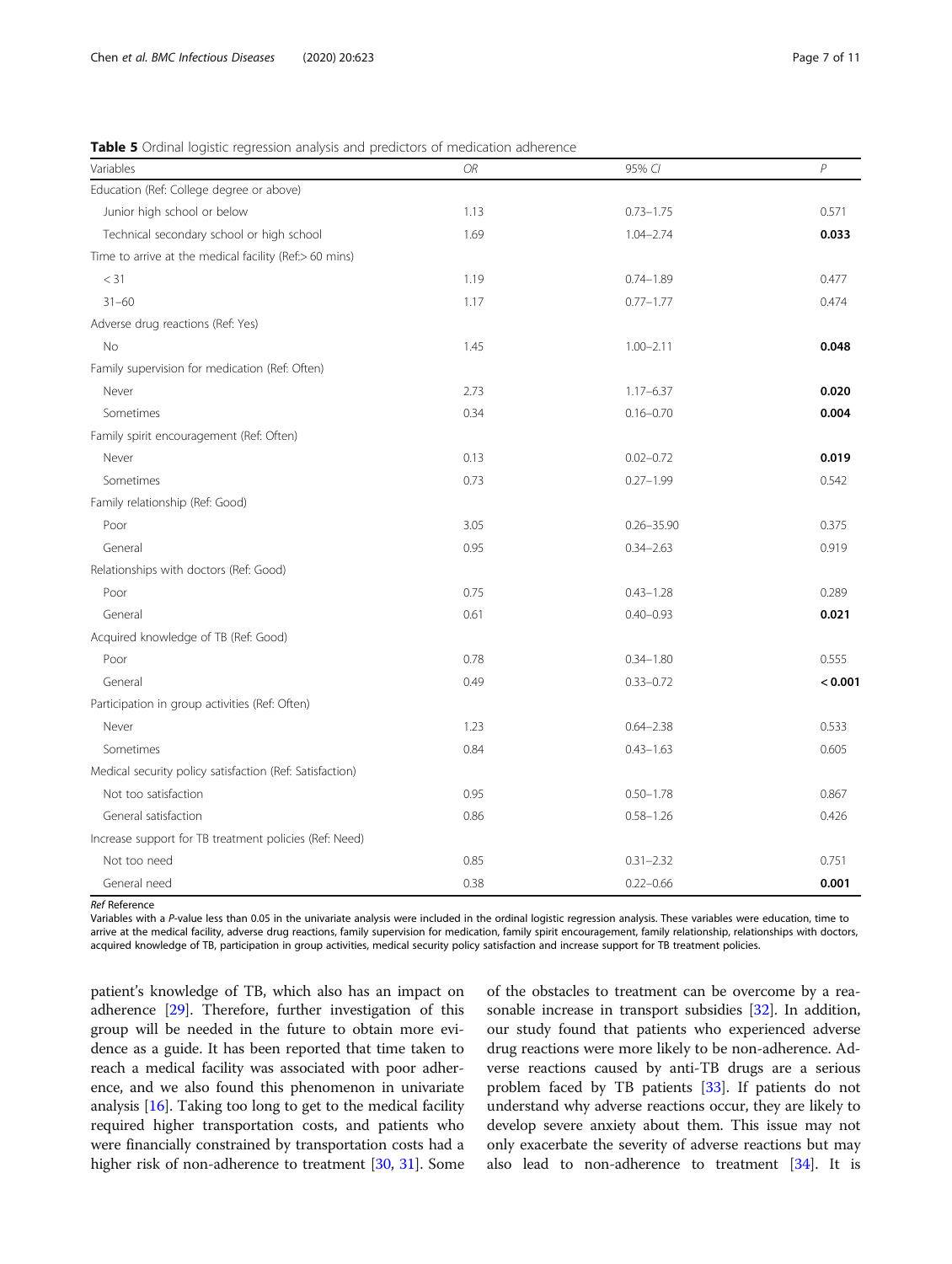**Table 5** Ordinal logistic regression analysis and predictors of medication adherence

| Variables | *OR* | 95% *CI* | *P* |
|---|---|---|---|
| Education (Ref: College degree or above) | | | |
| Junior high school or below | 1.13 | 0.73–1.75 | 0.571 |
| Technical secondary school or high school | 1.69 | 1.04–2.74 | **0.033** |
| Time to arrive at the medical facility (Ref:> 60 mins) | | | |
| < 31 | 1.19 | 0.74–1.89 | 0.477 |
| 31–60 | 1.17 | 0.77–1.77 | 0.474 |
| Adverse drug reactions (Ref: Yes) | | | |
| No | 1.45 | 1.00–2.11 | **0.048** |
| Family supervision for medication (Ref: Often) | | | |
| Never | 2.73 | 1.17–6.37 | **0.020** |
| Sometimes | 0.34 | 0.16–0.70 | **0.004** |
| Family spirit encouragement (Ref: Often) | | | |
| Never | 0.13 | 0.02–0.72 | **0.019** |
| Sometimes | 0.73 | 0.27–1.99 | 0.542 |
| Family relationship (Ref: Good) | | | |
| Poor | 3.05 | 0.26–35.90 | 0.375 |
| General | 0.95 | 0.34–2.63 | 0.919 |
| Relationships with doctors (Ref: Good) | | | |
| Poor | 0.75 | 0.43–1.28 | 0.289 |
| General | 0.61 | 0.40–0.93 | **0.021** |
| Acquired knowledge of TB (Ref: Good) | | | |
| Poor | 0.78 | 0.34–1.80 | 0.555 |
| General | 0.49 | 0.33–0.72 | **< 0.001** |
| Participation in group activities (Ref: Often) | | | |
| Never | 1.23 | 0.64–2.38 | 0.533 |
| Sometimes | 0.84 | 0.43–1.63 | 0.605 |
| Medical security policy satisfaction (Ref: Satisfaction) | | | |
| Not too satisfaction | 0.95 | 0.50–1.78 | 0.867 |
| General satisfaction | 0.86 | 0.58–1.26 | 0.426 |
| Increase support for TB treatment policies (Ref: Need) | | | |
| Not too need | 0.85 | 0.31–2.32 | 0.751 |
| General need | 0.38 | 0.22–0.66 | **0.001** |

*Ref* Reference

Variables with a *P*-value less than 0.05 in the univariate analysis were included in the ordinal logistic regression analysis. These variables were education, time to arrive at the medical facility, adverse drug reactions, family supervision for medication, family spirit encouragement, family relationship, relationships with doctors, acquired knowledge of TB, participation in group activities, medical security policy satisfaction and increase support for TB treatment policies.

patient's knowledge of TB, which also has an impact on adherence [29]. Therefore, further investigation of this group will be needed in the future to obtain more evidence as a guide. It has been reported that time taken to reach a medical facility was associated with poor adherence, and we also found this phenomenon in univariate analysis [16]. Taking too long to get to the medical facility required higher transportation costs, and patients who were financially constrained by transportation costs had a higher risk of non-adherence to treatment [30, 31]. Some of the obstacles to treatment can be overcome by a reasonable increase in transport subsidies [32]. In addition, our study found that patients who experienced adverse drug reactions were more likely to be non-adherence. Adverse reactions caused by anti-TB drugs are a serious problem faced by TB patients [33]. If patients do not understand why adverse reactions occur, they are likely to develop severe anxiety about them. This issue may not only exacerbate the severity of adverse reactions but may also lead to non-adherence to treatment [34]. It is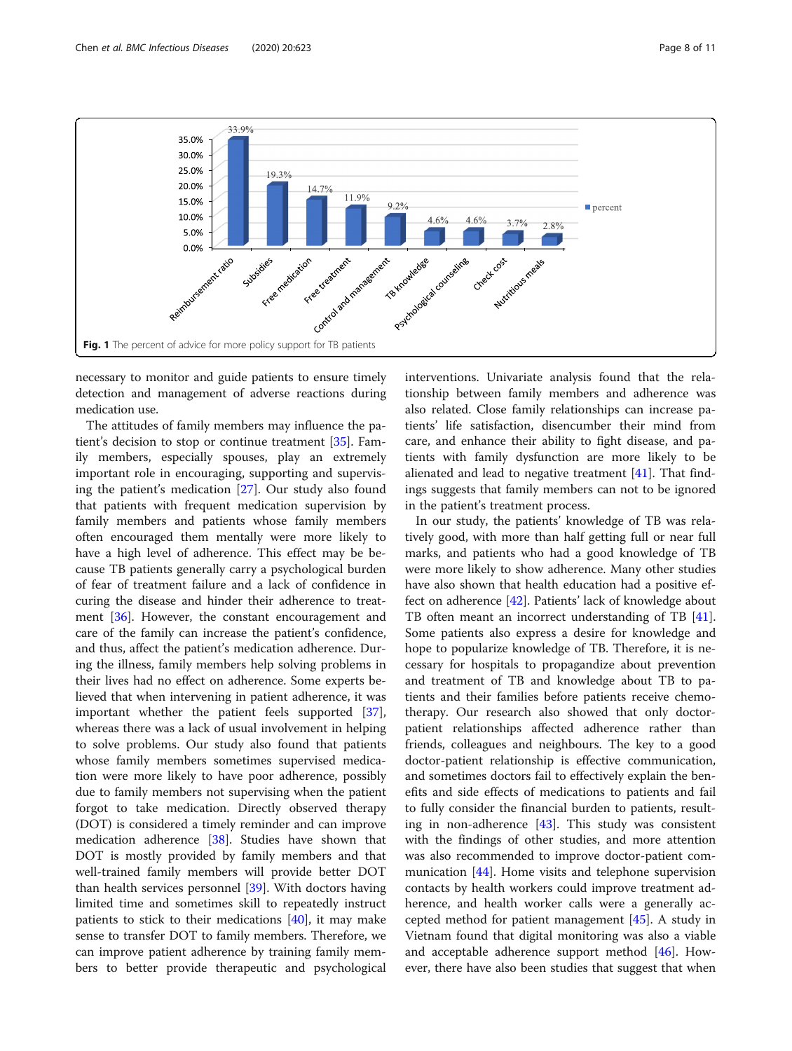Fig. 1 The percent of advice for more policy support for TB patients

necessary to monitor and guide patients to ensure timely detection and management of adverse reactions during medication use.

The attitudes of family members may influence the patient's decision to stop or continue treatment [35]. Family members, especially spouses, play an extremely important role in encouraging, supporting and supervising the patient's medication [27]. Our study also found that patients with frequent medication supervision by family members and patients whose family members often encouraged them mentally were more likely to have a high level of adherence. This effect may be because TB patients generally carry a psychological burden of fear of treatment failure and a lack of confidence in curing the disease and hinder their adherence to treatment [36]. However, the constant encouragement and care of the family can increase the patient's confidence, and thus, affect the patient's medication adherence. During the illness, family members help solving problems in their lives had no effect on adherence. Some experts believed that when intervening in patient adherence, it was important whether the patient feels supported [37], whereas there was a lack of usual involvement in helping to solve problems. Our study also found that patients whose family members sometimes supervised medication were more likely to have poor adherence, possibly due to family members not supervising when the patient forgot to take medication. Directly observed therapy (DOT) is considered a timely reminder and can improve medication adherence [38]. Studies have shown that DOT is mostly provided by family members and that well-trained family members will provide better DOT than health services personnel [39]. With doctors having limited time and sometimes skill to repeatedly instruct patients to stick to their medications [40], it may make sense to transfer DOT to family members. Therefore, we can improve patient adherence by training family members to better provide therapeutic and psychological interventions. Univariate analysis found that the relationship between family members and adherence was also related. Close family relationships can increase patients' life satisfaction, disencumber their mind from care, and enhance their ability to fight disease, and patients with family dysfunction are more likely to be alienated and lead to negative treatment [41]. That findings suggests that family members can not to be ignored in the patient's treatment process.

In our study, the patients' knowledge of TB was relatively good, with more than half getting full or near full marks, and patients who had a good knowledge of TB were more likely to show adherence. Many other studies have also shown that health education had a positive effect on adherence [42]. Patients' lack of knowledge about TB often meant an incorrect understanding of TB [41]. Some patients also express a desire for knowledge and hope to popularize knowledge of TB. Therefore, it is necessary for hospitals to propagandize about prevention and treatment of TB and knowledge about TB to patients and their families before patients receive chemotherapy. Our research also showed that only doctor-patient relationships affected adherence rather than friends, colleagues and neighbours. The key to a good doctor-patient relationship is effective communication, and sometimes doctors fail to effectively explain the benefits and side effects of medications to patients and fail to fully consider the financial burden to patients, resulting in non-adherence [43]. This study was consistent with the findings of other studies, and more attention was also recommended to improve doctor-patient communication [44]. Home visits and telephone supervision contacts by health workers could improve treatment adherence, and health worker calls were a generally accepted method for patient management [45]. A study in Vietnam found that digital monitoring was also a viable and acceptable adherence support method [46]. However, there have also been studies that suggest that when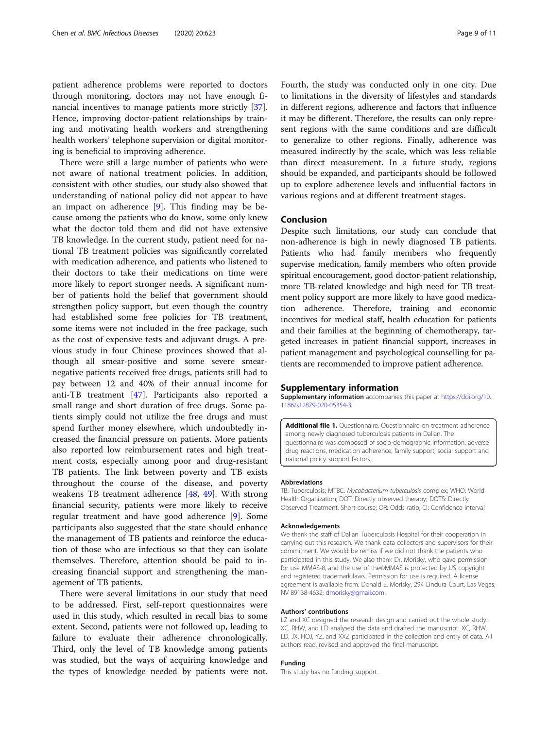patient adherence problems were reported to doctors through monitoring, doctors may not have enough financial incentives to manage patients more strictly [37]. Hence, improving doctor-patient relationships by training and motivating health workers and strengthening health workers' telephone supervision or digital monitoring is beneficial to improving adherence.

There were still a large number of patients who were not aware of national treatment policies. In addition, consistent with other studies, our study also showed that understanding of national policy did not appear to have an impact on adherence [9]. This finding may be because among the patients who do know, some only knew what the doctor told them and did not have extensive TB knowledge. In the current study, patient need for national TB treatment policies was significantly correlated with medication adherence, and patients who listened to their doctors to take their medications on time were more likely to report stronger needs. A significant number of patients hold the belief that government should strengthen policy support, but even though the country had established some free policies for TB treatment, some items were not included in the free package, such as the cost of expensive tests and adjuvant drugs. A previous study in four Chinese provinces showed that although all smear-positive and some severe smear-negative patients received free drugs, patients still had to pay between 12 and 40% of their annual income for anti-TB treatment [47]. Participants also reported a small range and short duration of free drugs. Some patients simply could not utilize the free drugs and must spend further money elsewhere, which undoubtedly increased the financial pressure on patients. More patients also reported low reimbursement rates and high treatment costs, especially among poor and drug-resistant TB patients. The link between poverty and TB exists throughout the course of the disease, and poverty weakens TB treatment adherence [48, 49]. With strong financial security, patients were more likely to receive regular treatment and have good adherence [9]. Some participants also suggested that the state should enhance the management of TB patients and reinforce the education of those who are infectious so that they can isolate themselves. Therefore, attention should be paid to increasing financial support and strengthening the management of TB patients.

There were several limitations in our study that need to be addressed. First, self-report questionnaires were used in this study, which resulted in recall bias to some extent. Second, patients were not followed up, leading to failure to evaluate their adherence chronologically. Third, only the level of TB knowledge among patients was studied, but the ways of acquiring knowledge and the types of knowledge needed by patients were not. Fourth, the study was conducted only in one city. Due to limitations in the diversity of lifestyles and standards in different regions, adherence and factors that influence it may be different. Therefore, the results can only represent regions with the same conditions and are difficult to generalize to other regions. Finally, adherence was measured indirectly by the scale, which was less reliable than direct measurement. In a future study, regions should be expanded, and participants should be followed up to explore adherence levels and influential factors in various regions and at different treatment stages.

## Conclusion

Despite such limitations, our study can conclude that non-adherence is high in newly diagnosed TB patients. Patients who had family members who frequently supervise medication, family members who often provide spiritual encouragement, good doctor-patient relationship, more TB-related knowledge and high need for TB treatment policy support are more likely to have good medication adherence. Therefore, training and economic incentives for medical staff, health education for patients and their families at the beginning of chemotherapy, targeted increases in patient financial support, increases in patient management and psychological counselling for patients are recommended to improve patient adherence.

## Supplementary information

**Supplementary information** accompanies this paper at https://doi.org/10.1186/s12879-020-05354-3.

**Additional file 1.** Questionnaire. Questionnaire on treatment adherence among newly diagnosed tuberculosis patients in Dalian. The questionnaire was composed of socio-demographic information, adverse drug reactions, medication adherence, family support, social support and national policy support factors.

#### Abbreviations

TB: Tuberculosis; MTBC: *Mycobacterium tuberculosis* complex; WHO: World Health Organization; DOT: Directly observed therapy; DOTS: Directly Observed Treatment, Short-course; OR: Odds ratio; CI: Confidence interval

#### Acknowledgements

We thank the staff of Dalian Tuberculosis Hospital for their cooperation in carrying out this research. We thank data collectors and supervisors for their commitment. We would be remiss if we did not thank the patients who participated in this study. We also thank Dr. Morisky, who gave permission for use MMAS-8, and the use of the©MMAS is protected by US copyright and registered trademark laws. Permission for use is required. A license agreement is available from: Donald E. Morisky, 294 Lindura Court, Las Vegas, NV 89138-4632; dmorisky@gmail.com.

#### Authors' contributions

LZ and XC designed the research design and carried out the whole study. XC, RHW, and LD analysed the data and drafted the manuscript. XC, RHW, LD, JX, HQJ, YZ, and XXZ participated in the collection and entry of data. All authors read, revised and approved the final manuscript.

#### Funding

This study has no funding support.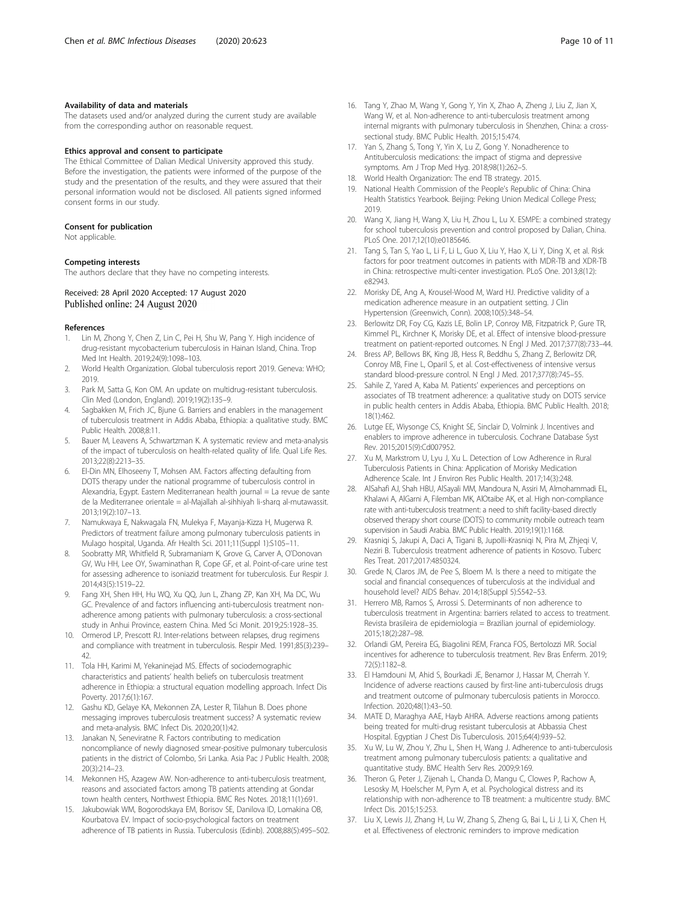#### Availability of data and materials

The datasets used and/or analyzed during the current study are available from the corresponding author on reasonable request.

#### Ethics approval and consent to participate

The Ethical Committee of Dalian Medical University approved this study. Before the investigation, the patients were informed of the purpose of the study and the presentation of the results, and they were assured that their personal information would not be disclosed. All patients signed informed consent forms in our study.

#### Consent for publication

Not applicable.

#### Competing interests

The authors declare that they have no competing interests.

Received: 28 April 2020 Accepted: 17 August 2020
Published online: 24 August 2020

#### References

1. Lin M, Zhong Y, Chen Z, Lin C, Pei H, Shu W, Pang Y. High incidence of drug-resistant mycobacterium tuberculosis in Hainan Island, China. Trop Med Int Health. 2019;24(9):1098–103.
2. World Health Organization. Global tuberculosis report 2019. Geneva: WHO; 2019.
3. Park M, Satta G, Kon OM. An update on multidrug-resistant tuberculosis. Clin Med (London, England). 2019;19(2):135–9.
4. Sagbakken M, Frich JC, Bjune G. Barriers and enablers in the management of tuberculosis treatment in Addis Ababa, Ethiopia: a qualitative study. BMC Public Health. 2008;8:11.
5. Bauer M, Leavens A, Schwartzman K. A systematic review and meta-analysis of the impact of tuberculosis on health-related quality of life. Qual Life Res. 2013;22(8):2213–35.
6. El-Din MN, Elhoseeny T, Mohsen AM. Factors affecting defaulting from DOTS therapy under the national programme of tuberculosis control in Alexandria, Egypt. Eastern Mediterranean health journal = La revue de sante de la Mediterranee orientale = al-Majallah al-sihhiyah li-sharq al-mutawassit. 2013;19(2):107–13.
7. Namukwaya E, Nakwagala FN, Mulekya F, Mayanja-Kizza H, Mugerwa R. Predictors of treatment failure among pulmonary tuberculosis patients in Mulago hospital, Uganda. Afr Health Sci. 2011;11(Suppl 1):S105–11.
8. Soobratty MR, Whitfield R, Subramaniam K, Grove G, Carver A, O'Donovan GV, Wu HH, Lee OY, Swaminathan R, Cope GF, et al. Point-of-care urine test for assessing adherence to isoniazid treatment for tuberculosis. Eur Respir J. 2014;43(5):1519–22.
9. Fang XH, Shen HH, Hu WQ, Xu QQ, Jun L, Zhang ZP, Kan XH, Ma DC, Wu GC. Prevalence of and factors influencing anti-tuberculosis treatment non-adherence among patients with pulmonary tuberculosis: a cross-sectional study in Anhui Province, eastern China. Med Sci Monit. 2019;25:1928–35.
10. Ormerod LP, Prescott RJ. Inter-relations between relapses, drug regimens and compliance with treatment in tuberculosis. Respir Med. 1991;85(3):239–42.
11. Tola HH, Karimi M, Yekaninejad MS. Effects of sociodemographic characteristics and patients' health beliefs on tuberculosis treatment adherence in Ethiopia: a structural equation modelling approach. Infect Dis Poverty. 2017;6(1):167.
12. Gashu KD, Gelaye KA, Mekonnen ZA, Lester R, Tilahun B. Does phone messaging improves tuberculosis treatment success? A systematic review and meta-analysis. BMC Infect Dis. 2020;20(1):42.
13. Janakan N, Seneviratne R. Factors contributing to medication noncompliance of newly diagnosed smear-positive pulmonary tuberculosis patients in the district of Colombo, Sri Lanka. Asia Pac J Public Health. 2008;20(3):214–23.
14. Mekonnen HS, Azagew AW. Non-adherence to anti-tuberculosis treatment, reasons and associated factors among TB patients attending at Gondar town health centers, Northwest Ethiopia. BMC Res Notes. 2018;11(1):691.
15. Jakubowiak WM, Bogorodskaya EM, Borisov SE, Danilova ID, Lomakina OB, Kourbatova EV. Impact of socio-psychological factors on treatment adherence of TB patients in Russia. Tuberculosis (Edinb). 2008;88(5):495–502.
16. Tang Y, Zhao M, Wang Y, Gong Y, Yin X, Zhao A, Zheng J, Liu Z, Jian X, Wang W, et al. Non-adherence to anti-tuberculosis treatment among internal migrants with pulmonary tuberculosis in Shenzhen, China: a cross-sectional study. BMC Public Health. 2015;15:474.
17. Yan S, Zhang S, Tong Y, Yin X, Lu Z, Gong Y. Nonadherence to Antituberculosis medications: the impact of stigma and depressive symptoms. Am J Trop Med Hyg. 2018;98(1):262–5.
18. World Health Organization: The end TB strategy. 2015.
19. National Health Commission of the People's Republic of China: China Health Statistics Yearbook. Beijing: Peking Union Medical College Press; 2019.
20. Wang X, Jiang H, Wang X, Liu H, Zhou L, Lu X. ESMPE: a combined strategy for school tuberculosis prevention and control proposed by Dalian, China. PLoS One. 2017;12(10):e0185646.
21. Tang S, Tan S, Yao L, Li F, Li L, Guo X, Liu Y, Hao X, Li Y, Ding X, et al. Risk factors for poor treatment outcomes in patients with MDR-TB and XDR-TB in China: retrospective multi-center investigation. PLoS One. 2013;8(12):e82943.
22. Morisky DE, Ang A, Krousel-Wood M, Ward HJ. Predictive validity of a medication adherence measure in an outpatient setting. J Clin Hypertension (Greenwich, Conn). 2008;10(5):348–54.
23. Berlowitz DR, Foy CG, Kazis LE, Bolin LP, Conroy MB, Fitzpatrick P, Gure TR, Kimmel PL, Kirchner K, Morisky DE, et al. Effect of intensive blood-pressure treatment on patient-reported outcomes. N Engl J Med. 2017;377(8):733–44.
24. Bress AP, Bellows BK, King JB, Hess R, Beddhu S, Zhang Z, Berlowitz DR, Conroy MB, Fine L, Oparil S, et al. Cost-effectiveness of intensive versus standard blood-pressure control. N Engl J Med. 2017;377(8):745–55.
25. Sahile Z, Yared A, Kaba M. Patients' experiences and perceptions on associates of TB treatment adherence: a qualitative study on DOTS service in public health centers in Addis Ababa, Ethiopia. BMC Public Health. 2018;18(1):462.
26. Lutge EE, Wiysonge CS, Knight SE, Sinclair D, Volmink J. Incentives and enablers to improve adherence in tuberculosis. Cochrane Database Syst Rev. 2015;2015(9):Cd007952.
27. Xu M, Markstrom U, Lyu J, Xu L. Detection of Low Adherence in Rural Tuberculosis Patients in China: Application of Morisky Medication Adherence Scale. Int J Environ Res Public Health. 2017;14(3):248.
28. AlSahafi AJ, Shah HBU, AlSayali MM, Mandoura N, Assiri M, Almohammadi EL, Khalawi A, AlGarni A, Filemban MK, AlOtaibe AK, et al. High non-compliance rate with anti-tuberculosis treatment: a need to shift facility-based directly observed therapy short course (DOTS) to community mobile outreach team supervision in Saudi Arabia. BMC Public Health. 2019;19(1):1168.
29. Krasniqi S, Jakupi A, Daci A, Tigani B, Jupolli-Krasniqi N, Pira M, Zhjeqi V, Neziri B. Tuberculosis treatment adherence of patients in Kosovo. Tuberc Res Treat. 2017;2017:4850324.
30. Grede N, Claros JM, de Pee S, Bloem M. Is there a need to mitigate the social and financial consequences of tuberculosis at the individual and household level? AIDS Behav. 2014;18(Suppl 5):S542–53.
31. Herrero MB, Ramos S, Arrossi S. Determinants of non adherence to tuberculosis treatment in Argentina: barriers related to access to treatment. Revista brasileira de epidemiologia = Brazilian journal of epidemiology. 2015;18(2):287–98.
32. Orlandi GM, Pereira EG, Biagolini REM, Franca FOS, Bertolozzi MR. Social incentives for adherence to tuberculosis treatment. Rev Bras Enferm. 2019;72(5):1182–8.
33. El Hamdouni M, Ahid S, Bourkadi JE, Benamor J, Hassar M, Cherrah Y. Incidence of adverse reactions caused by first-line anti-tuberculosis drugs and treatment outcome of pulmonary tuberculosis patients in Morocco. Infection. 2020;48(1):43–50.
34. MATE D, Maraghya AAE, Hayb AHRA. Adverse reactions among patients being treated for multi-drug resistant tuberculosis at Abbassia Chest Hospital. Egyptian J Chest Dis Tuberculosis. 2015;64(4):939–52.
35. Xu W, Lu W, Zhou Y, Zhu L, Shen H, Wang J. Adherence to anti-tuberculosis treatment among pulmonary tuberculosis patients: a qualitative and quantitative study. BMC Health Serv Res. 2009;9:169.
36. Theron G, Peter J, Zijenah L, Chanda D, Mangu C, Clowes P, Rachow A, Lesosky M, Hoelscher M, Pym A, et al. Psychological distress and its relationship with non-adherence to TB treatment: a multicentre study. BMC Infect Dis. 2015;15:253.
37. Liu X, Lewis JJ, Zhang H, Lu W, Zhang S, Zheng G, Bai L, Li J, Li X, Chen H, et al. Effectiveness of electronic reminders to improve medication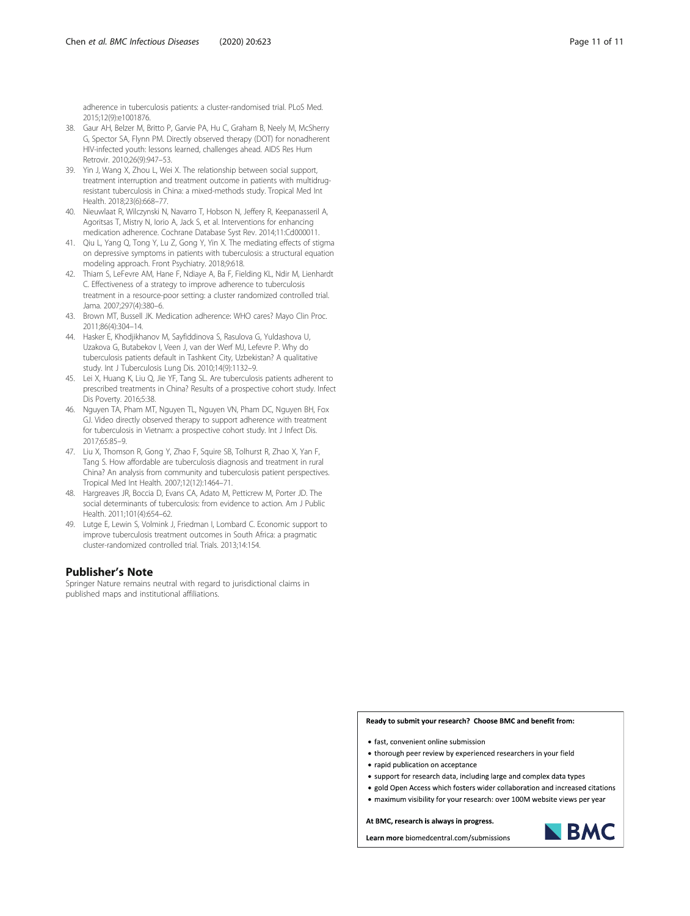adherence in tuberculosis patients: a cluster-randomised trial. PLoS Med. 2015;12(9):e1001876.

38. Gaur AH, Belzer M, Britto P, Garvie PA, Hu C, Graham B, Neely M, McSherry G, Spector SA, Flynn PM. Directly observed therapy (DOT) for nonadherent HIV-infected youth: lessons learned, challenges ahead. AIDS Res Hum Retrovir. 2010;26(9):947–53.
39. Yin J, Wang X, Zhou L, Wei X. The relationship between social support, treatment interruption and treatment outcome in patients with multidrug-resistant tuberculosis in China: a mixed-methods study. Tropical Med Int Health. 2018;23(6):668–77.
40. Nieuwlaat R, Wilczynski N, Navarro T, Hobson N, Jeffery R, Keepanasseril A, Agoritsas T, Mistry N, Iorio A, Jack S, et al. Interventions for enhancing medication adherence. Cochrane Database Syst Rev. 2014;11:Cd000011.
41. Qiu L, Yang Q, Tong Y, Lu Z, Gong Y, Yin X. The mediating effects of stigma on depressive symptoms in patients with tuberculosis: a structural equation modeling approach. Front Psychiatry. 2018;9:618.
42. Thiam S, LeFevre AM, Hane F, Ndiaye A, Ba F, Fielding KL, Ndir M, Lienhardt C. Effectiveness of a strategy to improve adherence to tuberculosis treatment in a resource-poor setting: a cluster randomized controlled trial. Jama. 2007;297(4):380–6.
43. Brown MT, Bussell JK. Medication adherence: WHO cares? Mayo Clin Proc. 2011;86(4):304–14.
44. Hasker E, Khodjikhanov M, Sayfiddinova S, Rasulova G, Yuldashova U, Uzakova G, Butabekov I, Veen J, van der Werf MJ, Lefevre P. Why do tuberculosis patients default in Tashkent City, Uzbekistan? A qualitative study. Int J Tuberculosis Lung Dis. 2010;14(9):1132–9.
45. Lei X, Huang K, Liu Q, Jie YF, Tang SL. Are tuberculosis patients adherent to prescribed treatments in China? Results of a prospective cohort study. Infect Dis Poverty. 2016;5:38.
46. Nguyen TA, Pham MT, Nguyen TL, Nguyen VN, Pham DC, Nguyen BH, Fox GJ. Video directly observed therapy to support adherence with treatment for tuberculosis in Vietnam: a prospective cohort study. Int J Infect Dis. 2017;65:85–9.
47. Liu X, Thomson R, Gong Y, Zhao F, Squire SB, Tolhurst R, Zhao X, Yan F, Tang S. How affordable are tuberculosis diagnosis and treatment in rural China? An analysis from community and tuberculosis patient perspectives. Tropical Med Int Health. 2007;12(12):1464–71.
48. Hargreaves JR, Boccia D, Evans CA, Adato M, Petticrew M, Porter JD. The social determinants of tuberculosis: from evidence to action. Am J Public Health. 2011;101(4):654–62.
49. Lutge E, Lewin S, Volmink J, Friedman I, Lombard C. Economic support to improve tuberculosis treatment outcomes in South Africa: a pragmatic cluster-randomized controlled trial. Trials. 2013;14:154.

## Publisher's Note

Springer Nature remains neutral with regard to jurisdictional claims in published maps and institutional affiliations.

**Ready to submit your research? Choose BMC and benefit from:**

- fast, convenient online submission
- thorough peer review by experienced researchers in your field
- rapid publication on acceptance
- support for research data, including large and complex data types
- gold Open Access which fosters wider collaboration and increased citations
- maximum visibility for your research: over 100M website views per year

**At BMC, research is always in progress.**

**Learn more** biomedcentral.com/submissions

BMC